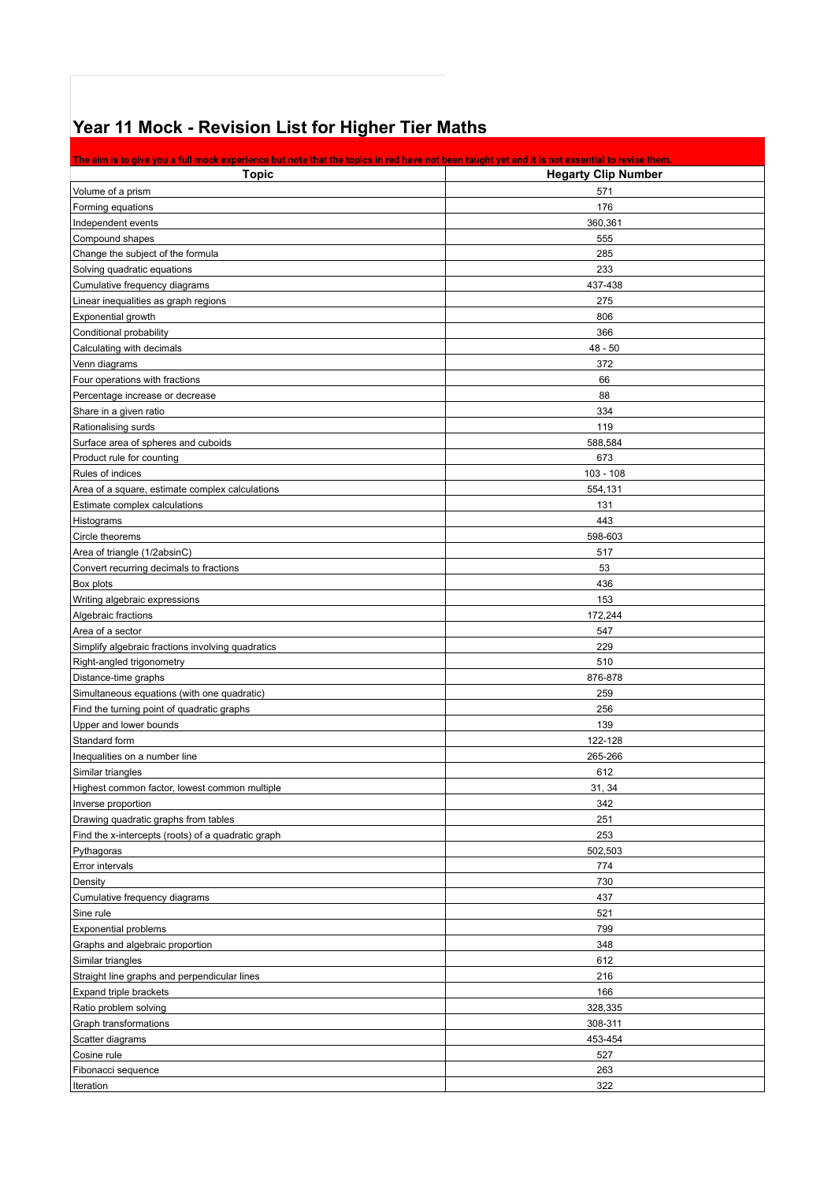# Year 11 Mock - Revision List for Higher Tier Maths

The aim is to give you a full mock experience but note that the topics in red have not been taught yet and it is not essential to revise them.

| Topic | Hegarty Clip Number |
|---|---|
| Volume of a prism | 571 |
| Forming equations | 176 |
| Independent events | 360,361 |
| Compound shapes | 555 |
| Change the subject of the formula | 285 |
| Solving quadratic equations | 233 |
| Cumulative frequency diagrams | 437-438 |
| Linear inequalities as graph regions | 275 |
| Exponential growth | 806 |
| Conditional probability | 366 |
| Calculating with decimals | 48 - 50 |
| Venn diagrams | 372 |
| Four operations with fractions | 66 |
| Percentage increase or decrease | 88 |
| Share in a given ratio | 334 |
| Rationalising surds | 119 |
| Surface area of spheres and cuboids | 588,584 |
| Product rule for counting | 673 |
| Rules of indices | 103 - 108 |
| Area of a square, estimate complex calculations | 554,131 |
| Estimate complex calculations | 131 |
| Histograms | 443 |
| Circle theorems | 598-603 |
| Area of triangle (1/2absinC) | 517 |
| Convert recurring decimals to fractions | 53 |
| Box plots | 436 |
| Writing algebraic expressions | 153 |
| Algebraic fractions | 172,244 |
| Area of a sector | 547 |
| Simplify algebraic fractions involving quadratics | 229 |
| Right-angled trigonometry | 510 |
| Distance-time graphs | 876-878 |
| Simultaneous equations (with one quadratic) | 259 |
| Find the turning point of quadratic graphs | 256 |
| Upper and lower bounds | 139 |
| Standard form | 122-128 |
| Inequalities on a number line | 265-266 |
| Similar triangles | 612 |
| Highest common factor, lowest common multiple | 31, 34 |
| Inverse proportion | 342 |
| Drawing quadratic graphs from tables | 251 |
| Find the x-intercepts (roots) of a quadratic graph | 253 |
| Pythagoras | 502,503 |
| Error intervals | 774 |
| Density | 730 |
| Cumulative frequency diagrams | 437 |
| Sine rule | 521 |
| Exponential problems | 799 |
| Graphs and algebraic proportion | 348 |
| Similar triangles | 612 |
| Straight line graphs and perpendicular lines | 216 |
| Expand triple brackets | 166 |
| Ratio problem solving | 328,335 |
| Graph transformations | 308-311 |
| Scatter diagrams | 453-454 |
| Cosine rule | 527 |
| Fibonacci sequence | 263 |
| Iteration | 322 |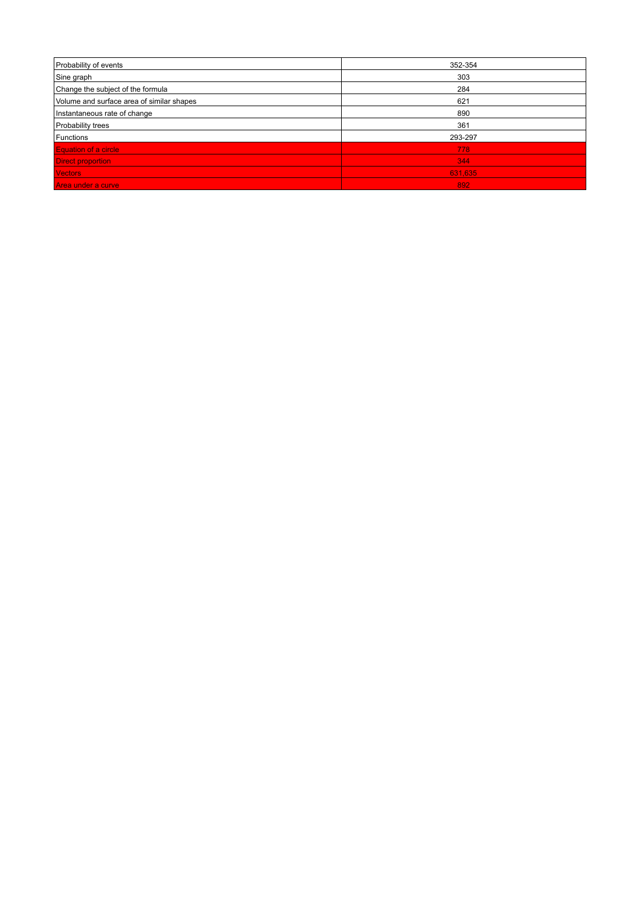| | |
|---|---|
| Probability of events | 352-354 |
| Sine graph | 303 |
| Change the subject of the formula | 284 |
| Volume and surface area of similar shapes | 621 |
| Instantaneous rate of change | 890 |
| Probability trees | 361 |
| Functions | 293-297 |
| Equation of a circle | 778 |
| Direct proportion | 344 |
| Vectors | 631,635 |
| Area under a curve | 892 |